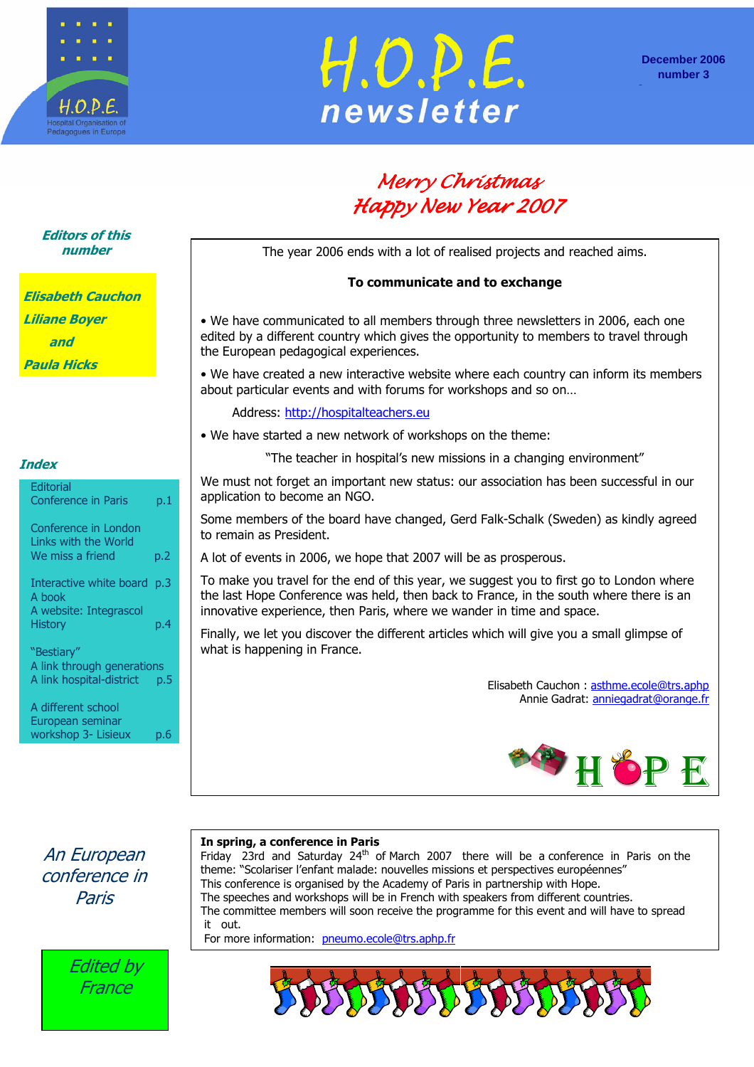# H.O.P.E. newsletter

December 2006
number 3

*Merry Christmas*
*Happy New Year 2007*

***Editors of this number***

***Elisabeth Cauchon***
***Liliane Boyer***
***and***
***Paula Hicks***

***Index***

| | |
|---|---|
| Editorial | |
| Conference in Paris | p.1 |
| Conference in London | |
| Links with the World | |
| We miss a friend | p.2 |
| Interactive white board | p.3 |
| A book | |
| A website: Integrascol | |
| History | p.4 |
| "Bestiary" | |
| A link through generations | |
| A link hospital-district | p.5 |
| A different school | |
| European seminar | |
| workshop 3- Lisieux | p.6 |

The year 2006 ends with a lot of realised projects and reached aims.

**To communicate and to exchange**

- We have communicated to all members through three newsletters in 2006, each one edited by a different country which gives the opportunity to members to travel through the European pedagogical experiences.
- We have created a new interactive website where each country can inform its members about particular events and with forums for workshops and so on…

  Address: http://hospitalteachers.eu

- We have started a new network of workshops on the theme:

  "The teacher in hospital's new missions in a changing environment"

We must not forget an important new status: our association has been successful in our application to become an NGO.

Some members of the board have changed, Gerd Falk-Schalk (Sweden) as kindly agreed to remain as President.

A lot of events in 2006, we hope that 2007 will be as prosperous.

To make you travel for the end of this year, we suggest you to first go to London where the last Hope Conference was held, then back to France, in the south where there is an innovative experience, then Paris, where we wander in time and space.

Finally, we let you discover the different articles which will give you a small glimpse of what is happening in France.

Elisabeth Cauchon : asthme.ecole@trs.aphp
Annie Gadrat: anniegadrat@orange.fr

## *An European conference in Paris*

**In spring, a conference in Paris**
Friday 23rd and Saturday 24th of March 2007 there will be a conference in Paris on the theme: "Scolariser l'enfant malade: nouvelles missions et perspectives européennes"
This conference is organised by the Academy of Paris in partnership with Hope.
The speeches and workshops will be in French with speakers from different countries.
The committee members will soon receive the programme for this event and will have to spread it out.
For more information: pneumo.ecole@trs.aphp.fr

*Edited by France*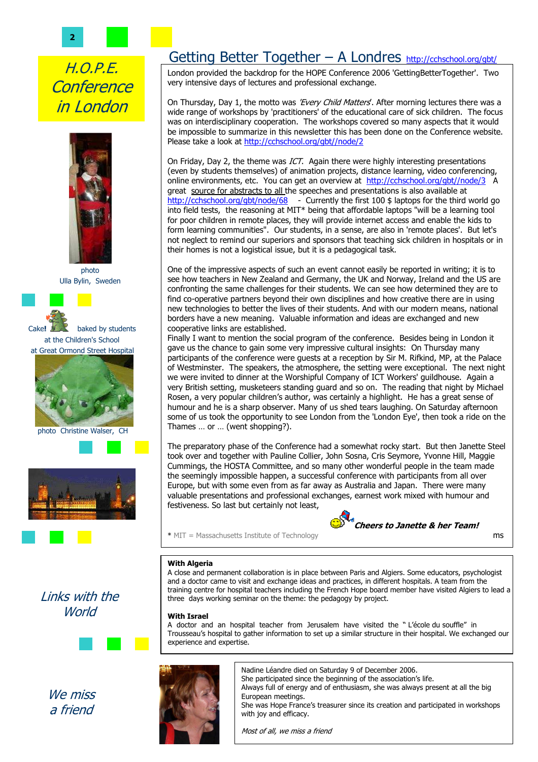# H.O.P.E. Conference in London

photo
Ulla Bylin, Sweden

Cake! baked by students at the Children's School at Great Ormond Street Hospital

photo Christine Walser, CH

## Getting Better Together – A Londres http://cchschool.org/gbt/

London provided the backdrop for the HOPE Conference 2006 'GettingBetterTogether'. Two very intensive days of lectures and professional exchange.

On Thursday, Day 1, the motto was *'Every Child Matters'*. After morning lectures there was a wide range of workshops by 'practitioners' of the educational care of sick children. The focus was on interdisciplinary cooperation. The workshops covered so many aspects that it would be impossible to summarize in this newsletter this has been done on the Conference website. Please take a look at http://cchschool.org/gbt//node/2

On Friday, Day 2, the theme was *ICT*. Again there were highly interesting presentations (even by students themselves) of animation projects, distance learning, video conferencing, online environments, etc. You can get an overview at http://cchschool.org/gbt//node/3 A great source for abstracts to all the speeches and presentations is also available at http://cchschool.org/gbt/node/68 - Currently the first 100 $ laptops for the third world go into field tests, the reasoning at MIT* being that affordable laptops "will be a learning tool for poor children in remote places, they will provide internet access and enable the kids to form learning communities". Our students, in a sense, are also in 'remote places'. But let's not neglect to remind our superiors and sponsors that teaching sick children in hospitals or in their homes is not a logistical issue, but it is a pedagogical task.

One of the impressive aspects of such an event cannot easily be reported in writing; it is to see how teachers in New Zealand and Germany, the UK and Norway, Ireland and the US are confronting the same challenges for their students. We can see how determined they are to find co-operative partners beyond their own disciplines and how creative there are in using new technologies to better the lives of their students. And with our modern means, national borders have a new meaning. Valuable information and ideas are exchanged and new cooperative links are established.

Finally I want to mention the social program of the conference. Besides being in London it gave us the chance to gain some very impressive cultural insights: On Thursday many participants of the conference were guests at a reception by Sir M. Rifkind, MP, at the Palace of Westminster. The speakers, the atmosphere, the setting were exceptional. The next night we were invited to dinner at the Worshipful Company of ICT Workers' guildhouse. Again a very British setting, musketeers standing guard and so on. The reading that night by Michael Rosen, a very popular children's author, was certainly a highlight. He has a great sense of humour and he is a sharp observer. Many of us shed tears laughing. On Saturday afternoon some of us took the opportunity to see London from the 'London Eye', then took a ride on the Thames … or … (went shopping?).

The preparatory phase of the Conference had a somewhat rocky start. But then Janette Steel took over and together with Pauline Collier, John Sosna, Cris Seymore, Yvonne Hill, Maggie Cummings, the HOSTA Committee, and so many other wonderful people in the team made the seemingly impossible happen, a successful conference with participants from all over Europe, but with some even from as far away as Australia and Japan. There were many valuable presentations and professional exchanges, earnest work mixed with humour and festiveness. So last but certainly not least,

***Cheers to Janette & her Team!***

* MIT = Massachusetts Institute of Technology

ms

## Links with the World

**With Algeria**
A close and permanent collaboration is in place between Paris and Algiers. Some educators, psychologist and a doctor came to visit and exchange ideas and practices, in different hospitals. A team from the training centre for hospital teachers including the French Hope board member have visited Algiers to lead a three days working seminar on the theme: the pedagogy by project.

**With Israel**
A doctor and an hospital teacher from Jerusalem have visited the " L'école du souffle" in Trousseau's hospital to gather information to set up a similar structure in their hospital. We exchanged our experience and expertise.

## We miss a friend

Nadine Léandre died on Saturday 9 of December 2006.
She participated since the beginning of the association's life.
Always full of energy and of enthusiasm, she was always present at all the big European meetings.
She was Hope France's treasurer since its creation and participated in workshops with joy and efficacy.

*Most of all, we miss a friend*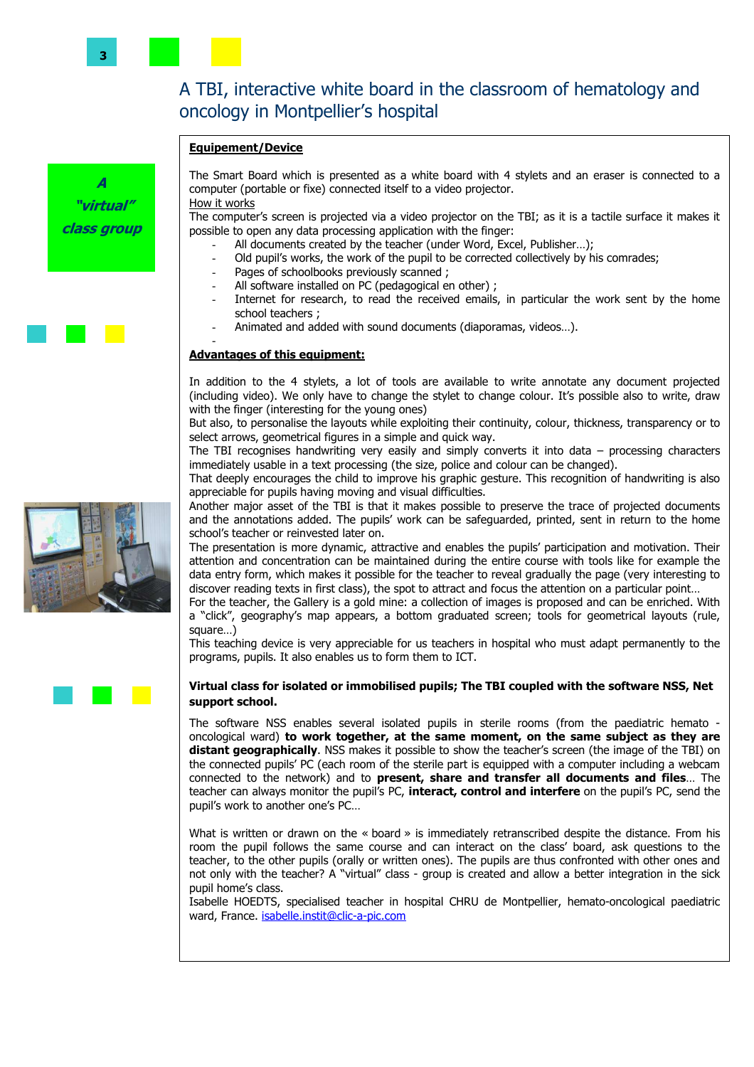# A TBI, interactive white board in the classroom of hematology and oncology in Montpellier's hospital

***A "virtual" class group***

**Equipement/Device**

The Smart Board which is presented as a white board with 4 stylets and an eraser is connected to a computer (portable or fixe) connected itself to a video projector.

How it works

The computer's screen is projected via a video projector on the TBI; as it is a tactile surface it makes it possible to open any data processing application with the finger:

- All documents created by the teacher (under Word, Excel, Publisher…);
- Old pupil's works, the work of the pupil to be corrected collectively by his comrades;
- Pages of schoolbooks previously scanned ;
- All software installed on PC (pedagogical en other) ;
- Internet for research, to read the received emails, in particular the work sent by the home school teachers ;
- Animated and added with sound documents (diaporamas, videos…).

**Advantages of this equipment:**

In addition to the 4 stylets, a lot of tools are available to write annotate any document projected (including video). We only have to change the stylet to change colour. It's possible also to write, draw with the finger (interesting for the young ones)

But also, to personalise the layouts while exploiting their continuity, colour, thickness, transparency or to select arrows, geometrical figures in a simple and quick way.

The TBI recognises handwriting very easily and simply converts it into data – processing characters immediately usable in a text processing (the size, police and colour can be changed).

That deeply encourages the child to improve his graphic gesture. This recognition of handwriting is also appreciable for pupils having moving and visual difficulties.

Another major asset of the TBI is that it makes possible to preserve the trace of projected documents and the annotations added. The pupils' work can be safeguarded, printed, sent in return to the home school's teacher or reinvested later on.

The presentation is more dynamic, attractive and enables the pupils' participation and motivation. Their attention and concentration can be maintained during the entire course with tools like for example the data entry form, which makes it possible for the teacher to reveal gradually the page (very interesting to discover reading texts in first class), the spot to attract and focus the attention on a particular point…

For the teacher, the Gallery is a gold mine: a collection of images is proposed and can be enriched. With a "click", geography's map appears, a bottom graduated screen; tools for geometrical layouts (rule, square…)

This teaching device is very appreciable for us teachers in hospital who must adapt permanently to the programs, pupils. It also enables us to form them to ICT.

**Virtual class for isolated or immobilised pupils; The TBI coupled with the software NSS, Net support school.**

The software NSS enables several isolated pupils in sterile rooms (from the paediatric hemato - oncological ward) **to work together, at the same moment, on the same subject as they are distant geographically**. NSS makes it possible to show the teacher's screen (the image of the TBI) on the connected pupils' PC (each room of the sterile part is equipped with a computer including a webcam connected to the network) and to **present, share and transfer all documents and files**… The teacher can always monitor the pupil's PC, **interact, control and interfere** on the pupil's PC, send the pupil's work to another one's PC…

What is written or drawn on the « board » is immediately retranscribed despite the distance. From his room the pupil follows the same course and can interact on the class' board, ask questions to the teacher, to the other pupils (orally or written ones). The pupils are thus confronted with other ones and not only with the teacher? A "virtual" class - group is created and allow a better integration in the sick pupil home's class.

Isabelle HOEDTS, specialised teacher in hospital CHRU de Montpellier, hemato-oncological paediatric ward, France. isabelle.instit@clic-a-pic.com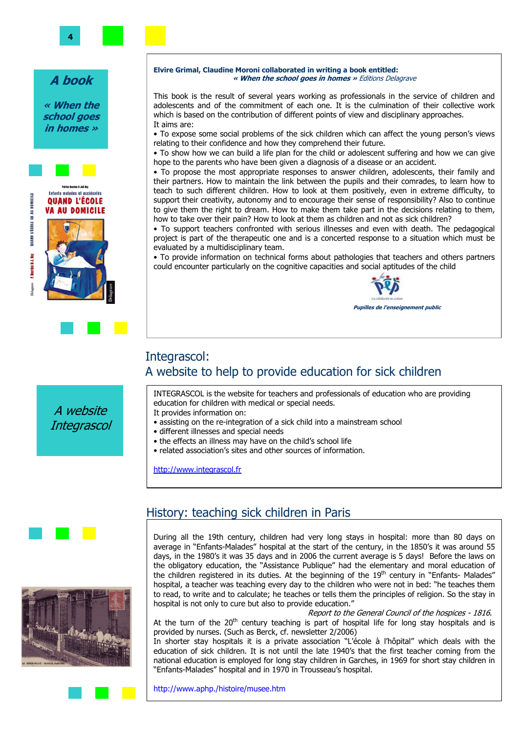**A book**

***« When the school goes in homes »***

**Elvire Grimal, Claudine Moroni collaborated in writing a book entitled:**
***« When the school goes in homes »*** *Editions Delagrave*

This book is the result of several years working as professionals in the service of children and adolescents and of the commitment of each one. It is the culmination of their collective work which is based on the contribution of different points of view and disciplinary approaches.
It aims are:

- To expose some social problems of the sick children which can affect the young person's views relating to their confidence and how they comprehend their future.
- To show how we can build a life plan for the child or adolescent suffering and how we can give hope to the parents who have been given a diagnosis of a disease or an accident.
- To propose the most appropriate responses to answer children, adolescents, their family and their partners. How to maintain the link between the pupils and their comrades, to learn how to teach to such different children. How to look at them positively, even in extreme difficulty, to support their creativity, autonomy and to encourage their sense of responsibility? Also to continue to give them the right to dream. How to make them take part in the decisions relating to them, how to take over their pain? How to look at them as children and not as sick children?
- To support teachers confronted with serious illnesses and even with death. The pedagogical project is part of the therapeutic one and is a concerted response to a situation which must be evaluated by a multidisciplinary team.
- To provide information on technical forms about pathologies that teachers and others partners could encounter particularly on the cognitive capacities and social aptitudes of the child

***Pupilles de l'enseignement public***

## Integrascol:
## A website to help to provide education for sick children

*A website Integrascol*

INTEGRASCOL is the website for teachers and professionals of education who are providing education for children with medical or special needs.
It provides information on:

- assisting on the re-integration of a sick child into a mainstream school
- different illnesses and special needs
- the effects an illness may have on the child's school life
- related association's sites and other sources of information.

http://www.integrascol.fr

## History: teaching sick children in Paris

During all the 19th century, children had very long stays in hospital: more than 80 days on average in "Enfants-Malades" hospital at the start of the century, in the 1850's it was around 55 days, in the 1980's it was 35 days and in 2006 the current average is 5 days! Before the laws on the obligatory education, the "Assistance Publique" had the elementary and moral education of the children registered in its duties. At the beginning of the 19th century in "Enfants- Malades" hospital, a teacher was teaching every day to the children who were not in bed: "he teaches them to read, to write and to calculate; he teaches or tells them the principles of religion. So the stay in hospital is not only to cure but also to provide education."

*Report to the General Council of the hospices - 1816.*

At the turn of the 20th century teaching is part of hospital life for long stay hospitals and is provided by nurses. (Such as Berck, cf. newsletter 2/2006)
In shorter stay hospitals it is a private association "L'école à l'hôpital" which deals with the education of sick children. It is not until the late 1940's that the first teacher coming from the national education is employed for long stay children in Garches, in 1969 for short stay children in "Enfants-Malades" hospital and in 1970 in Trousseau's hospital.

http://www.aphp./histoire/musee.htm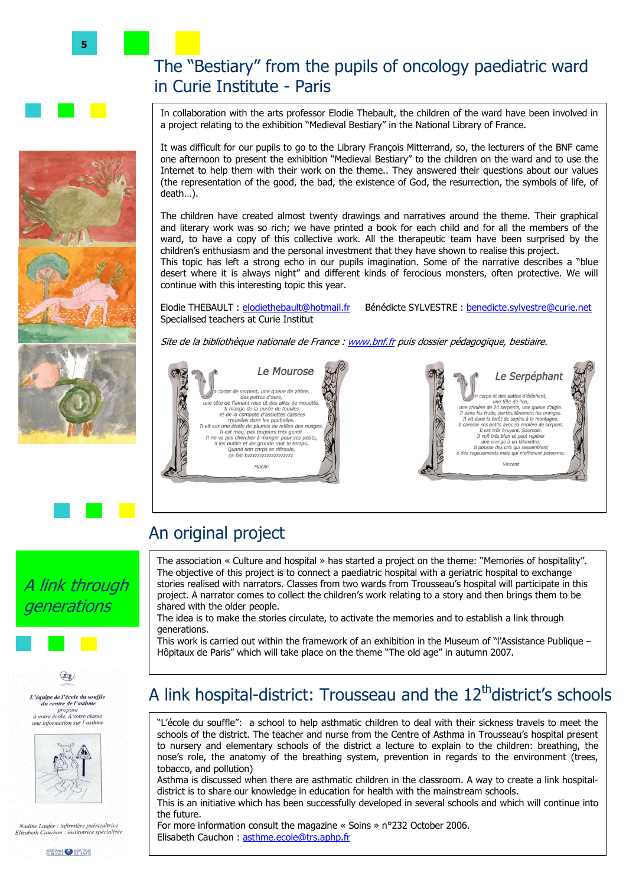# The "Bestiary" from the pupils of oncology paediatric ward in Curie Institute - Paris

In collaboration with the arts professor Elodie Thebault, the children of the ward have been involved in a project relating to the exhibition "Medieval Bestiary" in the National Library of France.

It was difficult for our pupils to go to the Library François Mitterrand, so, the lecturers of the BNF came one afternoon to present the exhibition "Medieval Bestiary" to the children on the ward and to use the Internet to help them with their work on the theme.. They answered their questions about our values (the representation of the good, the bad, the existence of God, the resurrection, the symbols of life, of death…).

The children have created almost twenty drawings and narratives around the theme. Their graphical and literary work was so rich; we have printed a book for each child and for all the members of the ward, to have a copy of this collective work. All the therapeutic team have been surprised by the children's enthusiasm and the personal investment that they have shown to realise this project.
This topic has left a strong echo in our pupils imagination. Some of the narrative describes a "blue desert where it is always night" and different kinds of ferocious monsters, often protective. We will continue with this interesting topic this year.

Elodie THEBAULT : elodiethebault@hotmail.fr   Bénédicte SYLVESTRE : benedicte.sylvestre@curie.net
Specialised teachers at Curie Institut

*Site de la bibliothèque nationale de France : www.bnf.fr puis dossier pédagogique, bestiaire.*

**Le Mourose**

Un corps de serpent, une queue de zèbre,
des pattes d'ours,
une tête de flamant rose et des ailes de mouette.
Il mange de la purée de feuilles
et de la compote d'assiettes cassées
trouvées dans les poubelles.
Il vit sur une étoile de plumes au milieu des nuages.
Il est mou, pas toujours très gentil.
Il ne va pas chercher à manger pour ses petits,
il les oublie et les gronde tout le temps.
Quand son corps se déroule,
ça fait bzzzzzzzzzzzzzzzzz.

Maëlle

**Le Serpéphant**

Un corps et des pattes d'éléphant,
une tête de lion,
une crinière de 20 serpents, une queue d'aigle.
Il aime les fruits, particulièrement les oranges.
Il vit dans la forêt de sapins à la montagne.
Il caresse ses petits avec sa crinière de serpent.
Il est très bruyant. Sournois.
Il voit très bien et peut repérer
une orange à un kilomètre.
Il pousse des cris qui ressemblent
à des rugissements mais qui n'effraient personne.

Vincent

## An original project

*A link through generations*

The association « Culture and hospital » has started a project on the theme: "Memories of hospitality". The objective of this project is to connect a paediatric hospital with a geriatric hospital to exchange stories realised with narrators. Classes from two wards from Trousseau's hospital will participate in this project. A narrator comes to collect the children's work relating to a story and then brings them to be shared with the older people.
The idea is to make the stories circulate, to activate the memories and to establish a link through generations.
This work is carried out within the framework of an exhibition in the Museum of "l'Assistance Publique – Hôpitaux de Paris" which will take place on the theme "The old age" in autumn 2007.

## A link hospital-district: Trousseau and the 12th district's schools

*L'équipe de l'école du souffle du centre de l'asthme propose à votre école, à votre classe une information sur l'asthme*

*Nadine Laufer : infirmière puéricultrice*
*Elisabeth Cauchon : institutrice spécialisée*

"L'école du souffle": a school to help asthmatic children to deal with their sickness travels to meet the schools of the district. The teacher and nurse from the Centre of Asthma in Trousseau's hospital present to nursery and elementary schools of the district a lecture to explain to the children: breathing, the nose's role, the anatomy of the breathing system, prevention in regards to the environment (trees, tobacco, and pollution)
Asthma is discussed when there are asthmatic children in the classroom. A way to create a link hospital-district is to share our knowledge in education for health with the mainstream schools.
This is an initiative which has been successfully developed in several schools and which will continue into the future.
For more information consult the magazine « Soins » n°232 October 2006.
Elisabeth Cauchon : asthme.ecole@trs.aphp.fr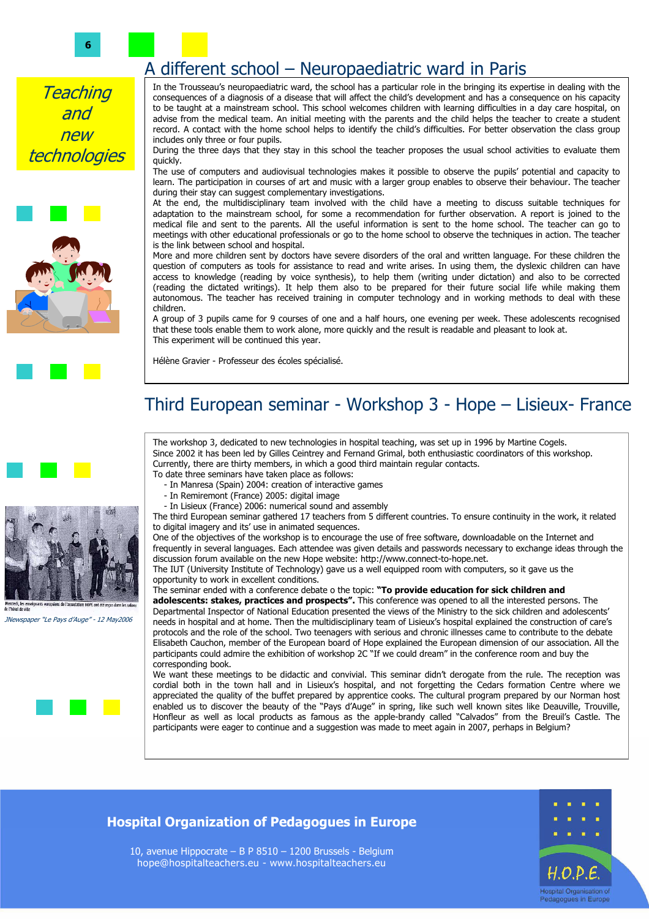*Teaching and new technologies*

# A different school – Neuropaediatric ward in Paris

In the Trousseau's neuropaediatric ward, the school has a particular role in the bringing its expertise in dealing with the consequences of a diagnosis of a disease that will affect the child's development and has a consequence on his capacity to be taught at a mainstream school. This school welcomes children with learning difficulties in a day care hospital, on advise from the medical team. An initial meeting with the parents and the child helps the teacher to create a student record. A contact with the home school helps to identify the child's difficulties. For better observation the class group includes only three or four pupils.

During the three days that they stay in this school the teacher proposes the usual school activities to evaluate them quickly.

The use of computers and audiovisual technologies makes it possible to observe the pupils' potential and capacity to learn. The participation in courses of art and music with a larger group enables to observe their behaviour. The teacher during their stay can suggest complementary investigations.

At the end, the multidisciplinary team involved with the child have a meeting to discuss suitable techniques for adaptation to the mainstream school, for some a recommendation for further observation. A report is joined to the medical file and sent to the parents. All the useful information is sent to the home school. The teacher can go to meetings with other educational professionals or go to the home school to observe the techniques in action. The teacher is the link between school and hospital.

More and more children sent by doctors have severe disorders of the oral and written language. For these children the question of computers as tools for assistance to read and write arises. In using them, the dyslexic children can have access to knowledge (reading by voice synthesis), to help them (writing under dictation) and also to be corrected (reading the dictated writings). It help them also to be prepared for their future social life while making them autonomous. The teacher has received training in computer technology and in working methods to deal with these children.

A group of 3 pupils came for 9 courses of one and a half hours, one evening per week. These adolescents recognised that these tools enable them to work alone, more quickly and the result is readable and pleasant to look at.

This experiment will be continued this year.

Hélène Gravier - Professeur des écoles spécialisé.

# Third European seminar - Workshop 3 - Hope – Lisieux- France

The workshop 3, dedicated to new technologies in hospital teaching, was set up in 1996 by Martine Cogels.
Since 2002 it has been led by Gilles Ceintrey and Fernand Grimal, both enthusiastic coordinators of this workshop.
Currently, there are thirty members, in which a good third maintain regular contacts.
To date three seminars have taken place as follows:

- In Manresa (Spain) 2004: creation of interactive games
- In Remiremont (France) 2005: digital image
- In Lisieux (France) 2006: numerical sound and assembly

The third European seminar gathered 17 teachers from 5 different countries. To ensure continuity in the work, it related to digital imagery and its' use in animated sequences.

One of the objectives of the workshop is to encourage the use of free software, downloadable on the Internet and frequently in several languages. Each attendee was given details and passwords necessary to exchange ideas through the discussion forum available on the new Hope website: http://www.connect-to-hope.net.

The IUT (University Institute of Technology) gave us a well equipped room with computers, so it gave us the opportunity to work in excellent conditions.

The seminar ended with a conference debate o the topic: **"To provide education for sick children and adolescents: stakes, practices and prospects".** This conference was opened to all the interested persons. The Departmental Inspector of National Education presented the views of the Ministry to the sick children and adolescents' needs in hospital and at home. Then the multidisciplinary team of Lisieux's hospital explained the construction of care's protocols and the role of the school. Two teenagers with serious and chronic illnesses came to contribute to the debate Elisabeth Cauchon, member of the European board of Hope explained the European dimension of our association. All the participants could admire the exhibition of workshop 2C "If we could dream" in the conference room and buy the corresponding book.

We want these meetings to be didactic and convivial. This seminar didn't derogate from the rule. The reception was cordial both in the town hall and in Lisieux's hospital, and not forgetting the Cedars formation Centre where we appreciated the quality of the buffet prepared by apprentice cooks. The cultural program prepared by our Norman host enabled us to discover the beauty of the "Pays d'Auge" in spring, like such well known sites like Deauville, Trouville, Honfleur as well as local products as famous as the apple-brandy called "Calvados" from the Breuil's Castle. The participants were eager to continue and a suggestion was made to meet again in 2007, perhaps in Belgium?

Mercredi, les enseignants européens de l'association HOPE ont été reçus dans les salons de l'hôtel de ville

*JNewspaper "Le Pays d'Auge" - 12 May2006*

**Hospital Organization of Pedagogues in Europe**

10, avenue Hippocrate – B P 8510 – 1200 Brussels - Belgium
hope@hospitalteachers.eu - www.hospitalteachers.eu

H.O.P.E.
Hospital Organisation of Pedagogues in Europe